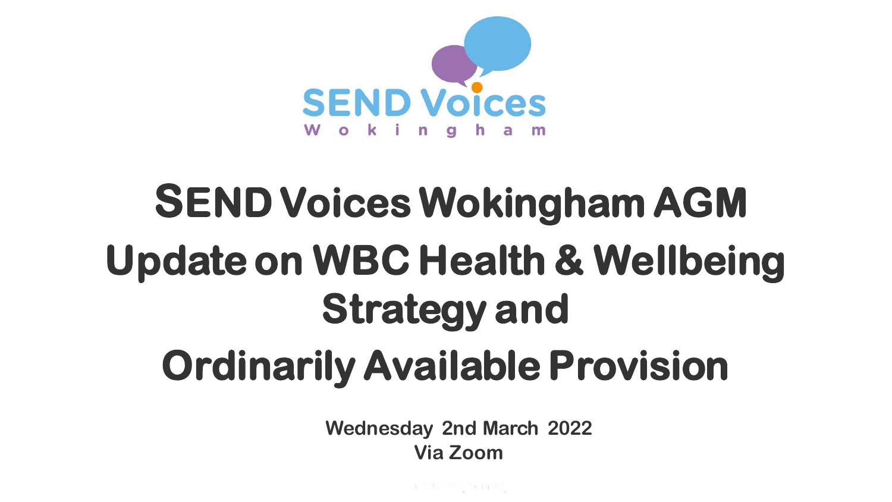SEND Voices Wokingham

# SEND Voices Wokingham AGM

# Update on WBC Health & Wellbeing Strategy and Ordinarily Available Provision

**Wednesday 2nd March 2022**
**Via Zoom**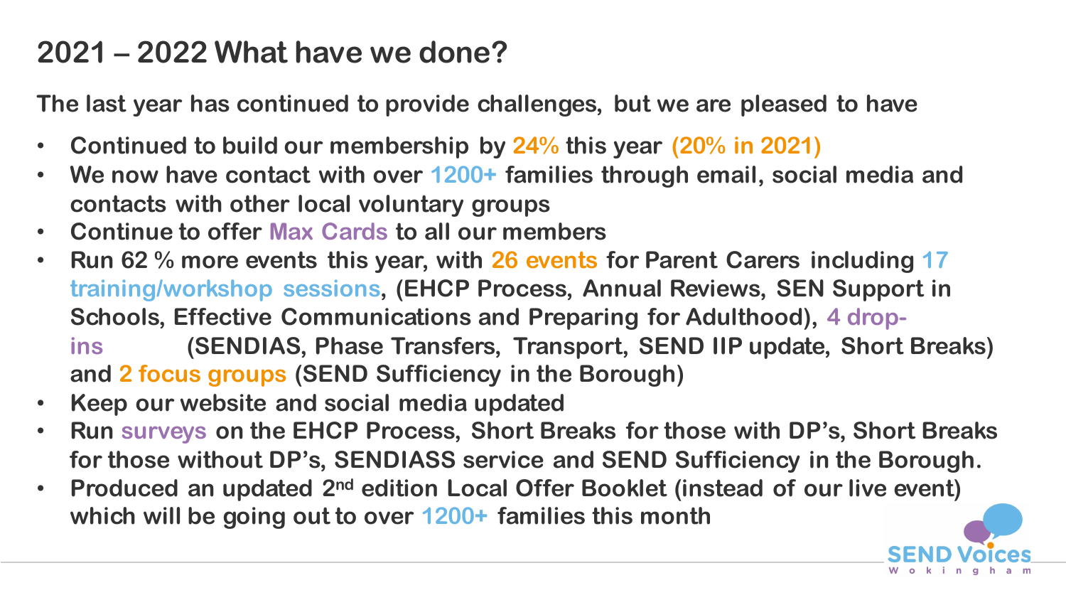## 2021 – 2022 What have we done?

**The last year has continued to provide challenges, but we are pleased to have**

- **Continued to build our membership by 24% this year (20% in 2021)**
- **We now have contact with over 1200+ families through email, social media and contacts with other local voluntary groups**
- **Continue to offer Max Cards to all our members**
- **Run 62 % more events this year, with 26 events for Parent Carers including 17 training/workshop sessions, (EHCP Process, Annual Reviews, SEN Support in Schools, Effective Communications and Preparing for Adulthood), 4 drop-ins (SENDIAS, Phase Transfers, Transport, SEND IIP update, Short Breaks) and 2 focus groups (SEND Sufficiency in the Borough)**
- **Keep our website and social media updated**
- **Run surveys on the EHCP Process, Short Breaks for those with DP's, Short Breaks for those without DP's, SENDIASS service and SEND Sufficiency in the Borough.**
- **Produced an updated 2nd edition Local Offer Booklet (instead of our live event) which will be going out to over 1200+ families this month**

SEND Voices Wokingham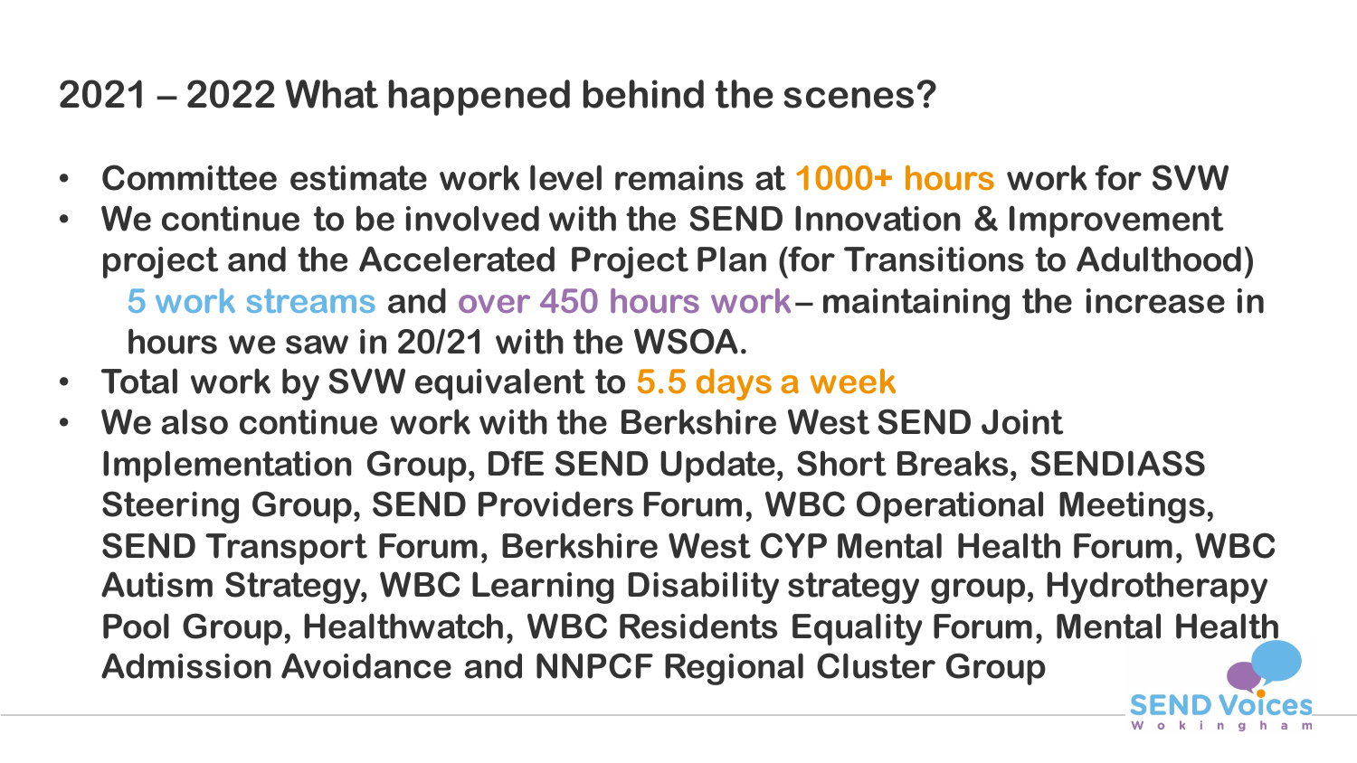## 2021 – 2022 What happened behind the scenes?

- **Committee estimate work level remains at 1000+ hours work for SVW**
- **We continue to be involved with the SEND Innovation & Improvement project and the Accelerated Project Plan (for Transitions to Adulthood)**
  **5 work streams and over 450 hours work – maintaining the increase in hours we saw in 20/21 with the WSOA.**
- **Total work by SVW equivalent to 5.5 days a week**
- **We also continue work with the Berkshire West SEND Joint Implementation Group, DfE SEND Update, Short Breaks, SENDIASS Steering Group, SEND Providers Forum, WBC Operational Meetings, SEND Transport Forum, Berkshire West CYP Mental Health Forum, WBC Autism Strategy, WBC Learning Disability strategy group, Hydrotherapy Pool Group, Healthwatch, WBC Residents Equality Forum, Mental Health Admission Avoidance and NNPCF Regional Cluster Group**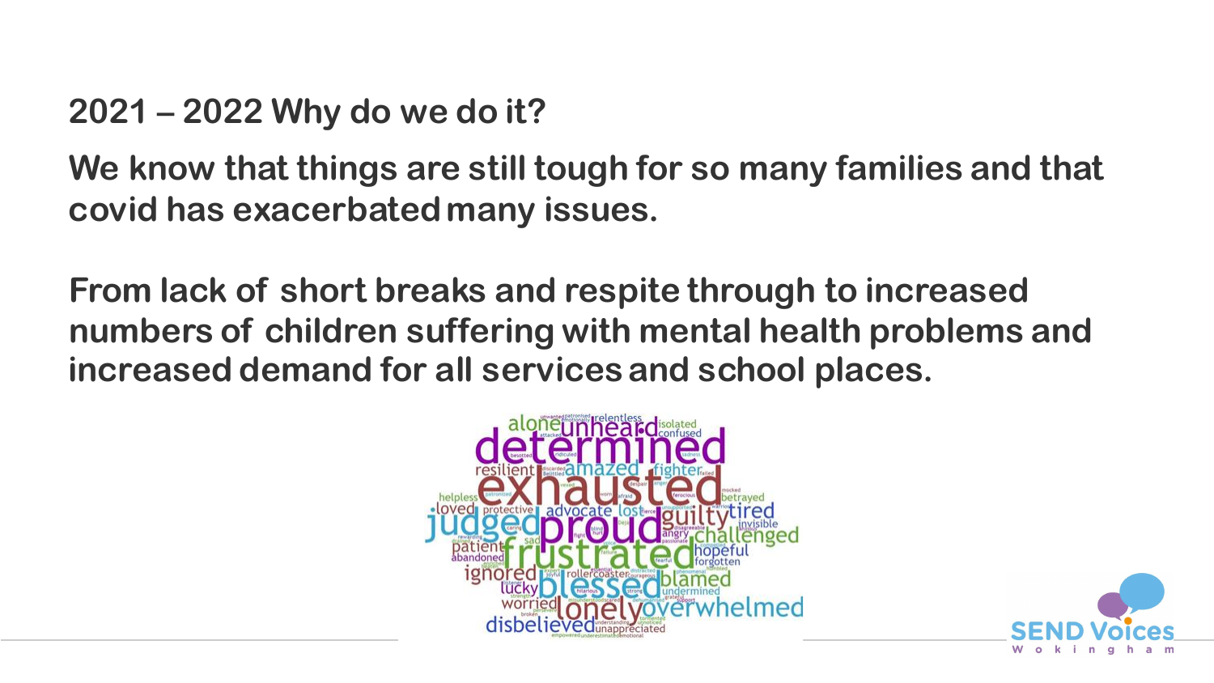## 2021 – 2022 Why do we do it?

**We know that things are still tough for so many families and that covid has exacerbated many issues.**

**From lack of short breaks and respite through to increased numbers of children suffering with mental health problems and increased demand for all services and school places.**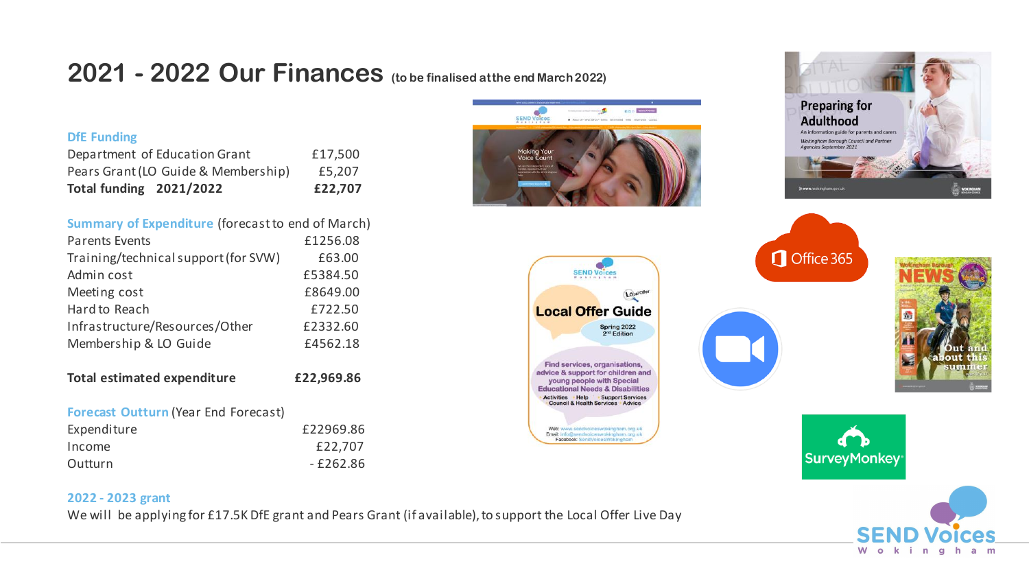# 2021 - 2022 Our Finances (to be finalised at the end March 2022)

### DfE Funding

| | |
|---|---|
| Department of Education Grant | £17,500 |
| Pears Grant (LO Guide & Membership) | £5,207 |
| **Total funding 2021/2022** | **£22,707** |

### Summary of Expenditure (forecast to end of March)

| | |
|---|---|
| Parents Events | £1256.08 |
| Training/technical support (for SVW) | £63.00 |
| Admin cost | £5384.50 |
| Meeting cost | £8649.00 |
| Hard to Reach | £722.50 |
| Infrastructure/Resources/Other | £2332.60 |
| Membership & LO Guide | £4562.18 |
| **Total estimated expenditure** | **£22,969.86** |

### Forecast Outturn (Year End Forecast)

| | |
|---|---|
| Expenditure | £22969.86 |
| Income | £22,707 |
| Outturn | - £262.86 |

### 2022 - 2023 grant

We will be applying for £17.5K DfE grant and Pears Grant (if available), to support the Local Offer Live Day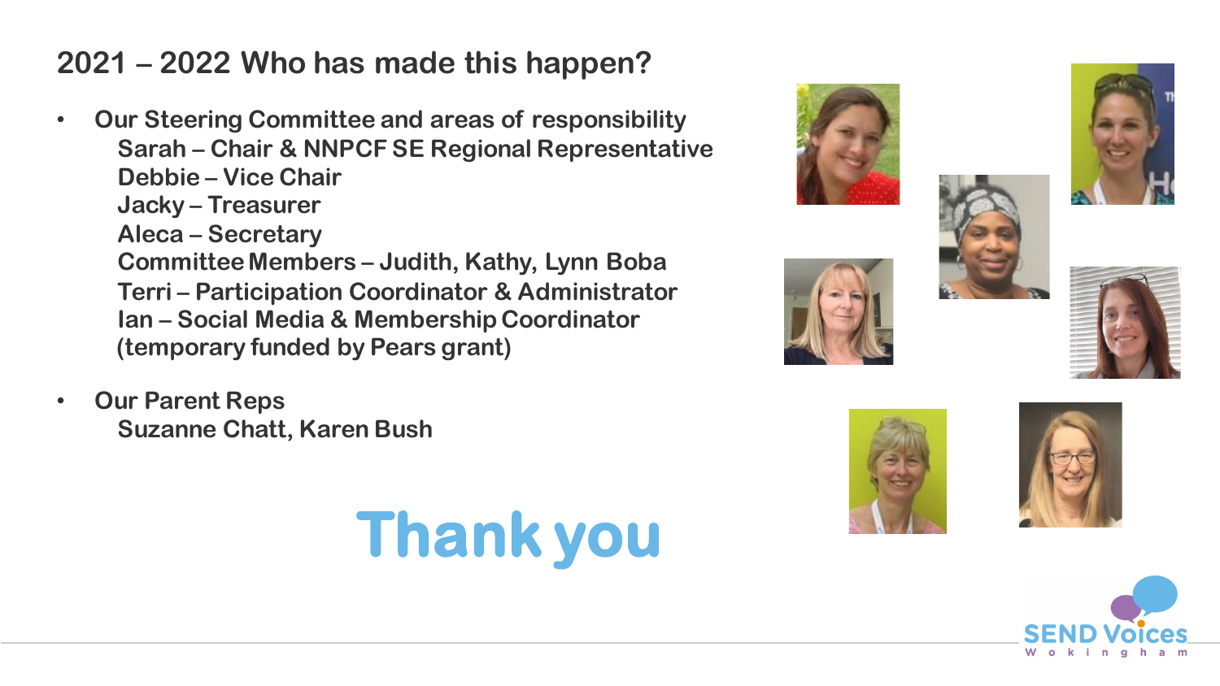## 2021 – 2022 Who has made this happen?

- Our Steering Committee and areas of responsibility
  - Sarah – Chair & NNPCF SE Regional Representative
  - Debbie – Vice Chair
  - Jacky – Treasurer
  - Aleca – Secretary
  - Committee Members – Judith, Kathy, Lynn Boba
  - Terri – Participation Coordinator & Administrator
  - Ian – Social Media & Membership Coordinator (temporary funded by Pears grant)
- Our Parent Reps
  - Suzanne Chatt, Karen Bush

# Thank you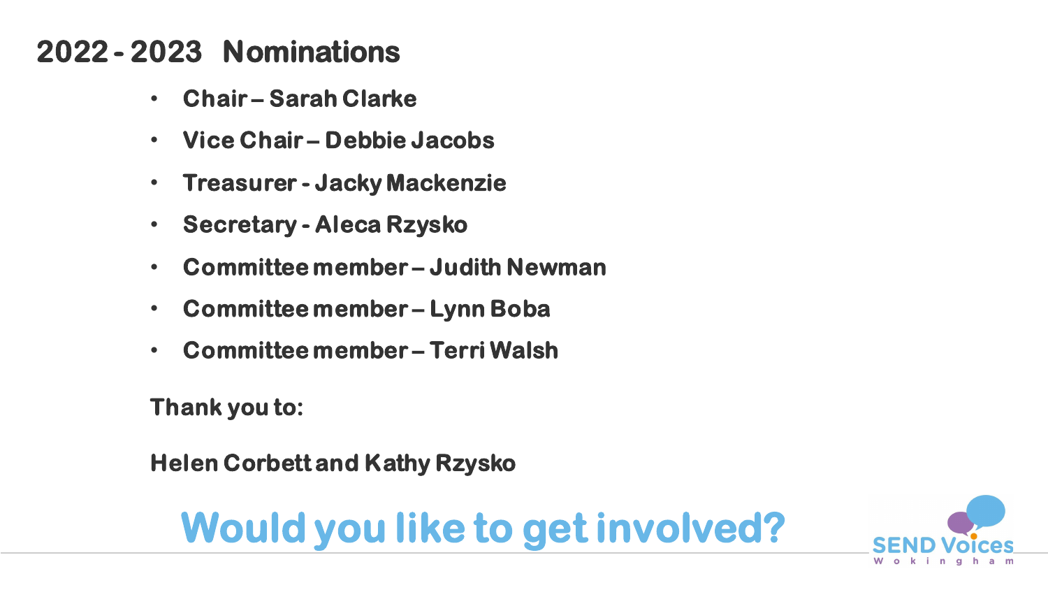## 2022 - 2023 Nominations

- **Chair – Sarah Clarke**
- **Vice Chair – Debbie Jacobs**
- **Treasurer - Jacky Mackenzie**
- **Secretary - Aleca Rzysko**
- **Committee member – Judith Newman**
- **Committee member – Lynn Boba**
- **Committee member – Terri Walsh**

**Thank you to:**

**Helen Corbett and Kathy Rzysko**

## Would you like to get involved?

SEND Voices Wokingham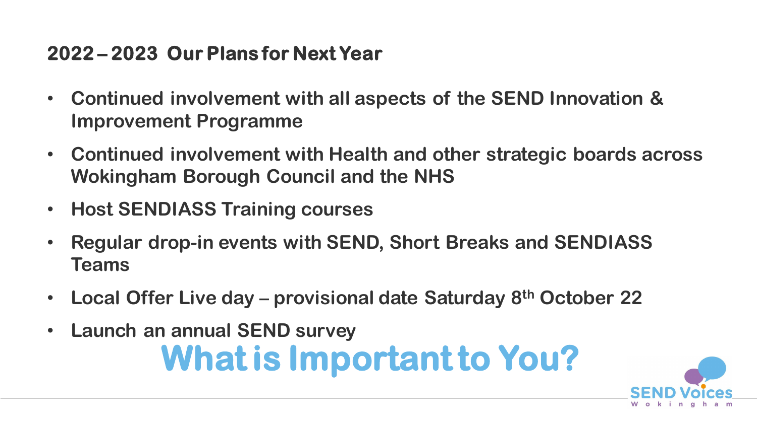## 2022 – 2023 Our Plans for Next Year

- Continued involvement with all aspects of the SEND Innovation & Improvement Programme
- Continued involvement with Health and other strategic boards across Wokingham Borough Council and the NHS
- Host SENDIASS Training courses
- Regular drop-in events with SEND, Short Breaks and SENDIASS Teams
- Local Offer Live day – provisional date Saturday 8th October 22
- Launch an annual SEND survey

# What is Important to You?

SEND Voices Wokingham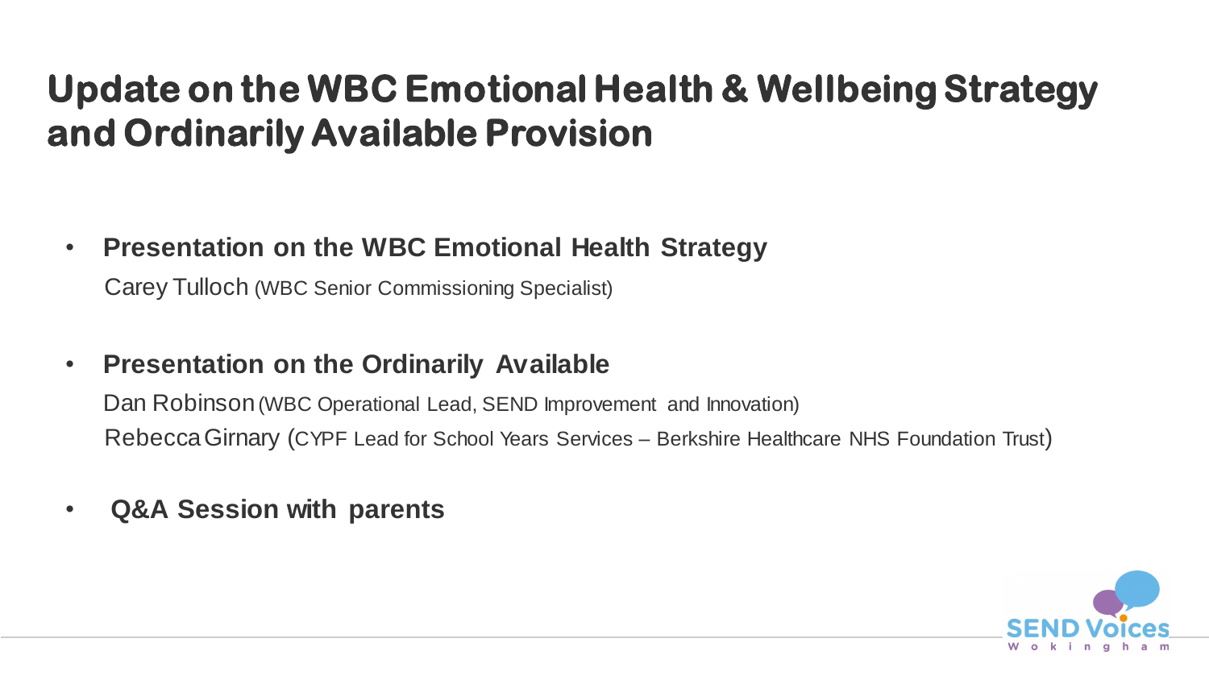# Update on the WBC Emotional Health & Wellbeing Strategy and Ordinarily Available Provision

- **Presentation on the WBC Emotional Health Strategy**

  Carey Tulloch (WBC Senior Commissioning Specialist)

- **Presentation on the Ordinarily Available**

  Dan Robinson (WBC Operational Lead, SEND Improvement and Innovation)

  Rebecca Girnary (CYPF Lead for School Years Services – Berkshire Healthcare NHS Foundation Trust)

- **Q&A Session with parents**

SEND Voices Wokingham